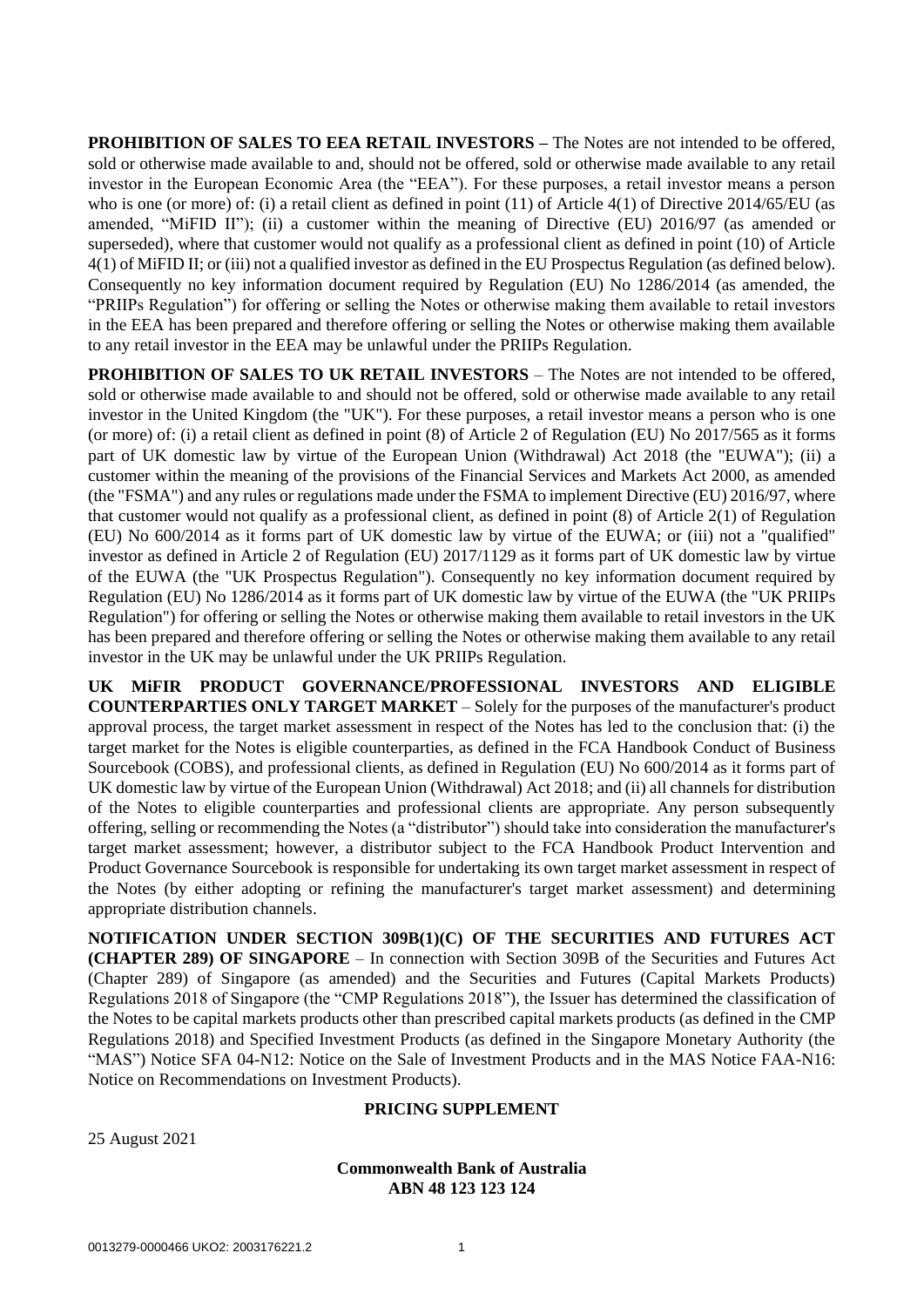**PROHIBITION OF SALES TO EEA RETAIL INVESTORS –** The Notes are not intended to be offered, sold or otherwise made available to and, should not be offered, sold or otherwise made available to any retail investor in the European Economic Area (the "EEA"). For these purposes, a retail investor means a person who is one (or more) of: (i) a retail client as defined in point (11) of Article 4(1) of Directive 2014/65/EU (as amended, "MiFID II"); (ii) a customer within the meaning of Directive (EU) 2016/97 (as amended or superseded), where that customer would not qualify as a professional client as defined in point (10) of Article 4(1) of MiFID II; or (iii) not a qualified investor as defined in the EU Prospectus Regulation (as defined below). Consequently no key information document required by Regulation (EU) No 1286/2014 (as amended, the "PRIIPs Regulation") for offering or selling the Notes or otherwise making them available to retail investors in the EEA has been prepared and therefore offering or selling the Notes or otherwise making them available to any retail investor in the EEA may be unlawful under the PRIIPs Regulation.

**PROHIBITION OF SALES TO UK RETAIL INVESTORS** – The Notes are not intended to be offered, sold or otherwise made available to and should not be offered, sold or otherwise made available to any retail investor in the United Kingdom (the "UK"). For these purposes, a retail investor means a person who is one (or more) of: (i) a retail client as defined in point (8) of Article 2 of Regulation (EU) No 2017/565 as it forms part of UK domestic law by virtue of the European Union (Withdrawal) Act 2018 (the "EUWA"); (ii) a customer within the meaning of the provisions of the Financial Services and Markets Act 2000, as amended (the "FSMA") and any rules or regulations made under the FSMA to implement Directive (EU) 2016/97, where that customer would not qualify as a professional client, as defined in point (8) of Article 2(1) of Regulation (EU) No 600/2014 as it forms part of UK domestic law by virtue of the EUWA; or (iii) not a "qualified" investor as defined in Article 2 of Regulation (EU) 2017/1129 as it forms part of UK domestic law by virtue of the EUWA (the "UK Prospectus Regulation"). Consequently no key information document required by Regulation (EU) No 1286/2014 as it forms part of UK domestic law by virtue of the EUWA (the "UK PRIIPs Regulation") for offering or selling the Notes or otherwise making them available to retail investors in the UK has been prepared and therefore offering or selling the Notes or otherwise making them available to any retail investor in the UK may be unlawful under the UK PRIIPs Regulation.

**UK MiFIR PRODUCT GOVERNANCE/PROFESSIONAL INVESTORS AND ELIGIBLE COUNTERPARTIES ONLY TARGET MARKET** – Solely for the purposes of the manufacturer's product approval process, the target market assessment in respect of the Notes has led to the conclusion that: (i) the target market for the Notes is eligible counterparties, as defined in the FCA Handbook Conduct of Business Sourcebook (COBS), and professional clients, as defined in Regulation (EU) No 600/2014 as it forms part of UK domestic law by virtue of the European Union (Withdrawal) Act 2018; and (ii) all channels for distribution of the Notes to eligible counterparties and professional clients are appropriate. Any person subsequently offering, selling or recommending the Notes (a "distributor") should take into consideration the manufacturer's target market assessment; however, a distributor subject to the FCA Handbook Product Intervention and Product Governance Sourcebook is responsible for undertaking its own target market assessment in respect of the Notes (by either adopting or refining the manufacturer's target market assessment) and determining appropriate distribution channels.

**NOTIFICATION UNDER SECTION 309B(1)(C) OF THE SECURITIES AND FUTURES ACT (CHAPTER 289) OF SINGAPORE** – In connection with Section 309B of the Securities and Futures Act (Chapter 289) of Singapore (as amended) and the Securities and Futures (Capital Markets Products) Regulations 2018 of Singapore (the "CMP Regulations 2018"), the Issuer has determined the classification of the Notes to be capital markets products other than prescribed capital markets products (as defined in the CMP Regulations 2018) and Specified Investment Products (as defined in the Singapore Monetary Authority (the "MAS") Notice SFA 04-N12: Notice on the Sale of Investment Products and in the MAS Notice FAA-N16: Notice on Recommendations on Investment Products).

**PRICING SUPPLEMENT**

25 August 2021

**Commonwealth Bank of Australia**
**ABN 48 123 123 124**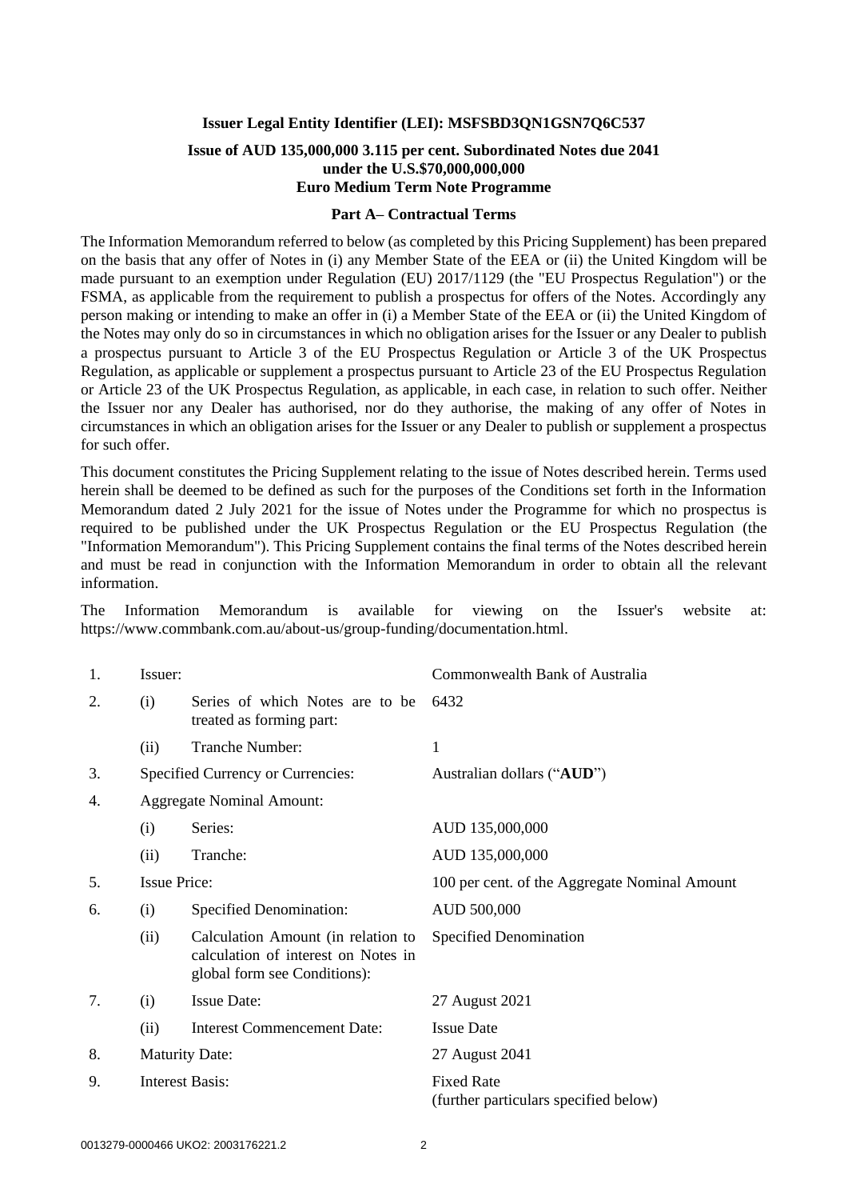**Issuer Legal Entity Identifier (LEI): MSFSBD3QN1GSN7Q6C537**

**Issue of AUD 135,000,000 3.115 per cent. Subordinated Notes due 2041 under the U.S.$70,000,000,000 Euro Medium Term Note Programme**

## Part A– Contractual Terms

The Information Memorandum referred to below (as completed by this Pricing Supplement) has been prepared on the basis that any offer of Notes in (i) any Member State of the EEA or (ii) the United Kingdom will be made pursuant to an exemption under Regulation (EU) 2017/1129 (the "EU Prospectus Regulation") or the FSMA, as applicable from the requirement to publish a prospectus for offers of the Notes. Accordingly any person making or intending to make an offer in (i) a Member State of the EEA or (ii) the United Kingdom of the Notes may only do so in circumstances in which no obligation arises for the Issuer or any Dealer to publish a prospectus pursuant to Article 3 of the EU Prospectus Regulation or Article 3 of the UK Prospectus Regulation, as applicable or supplement a prospectus pursuant to Article 23 of the EU Prospectus Regulation or Article 23 of the UK Prospectus Regulation, as applicable, in each case, in relation to such offer. Neither the Issuer nor any Dealer has authorised, nor do they authorise, the making of any offer of Notes in circumstances in which an obligation arises for the Issuer or any Dealer to publish or supplement a prospectus for such offer.

This document constitutes the Pricing Supplement relating to the issue of Notes described herein. Terms used herein shall be deemed to be defined as such for the purposes of the Conditions set forth in the Information Memorandum dated 2 July 2021 for the issue of Notes under the Programme for which no prospectus is required to be published under the UK Prospectus Regulation or the EU Prospectus Regulation (the "Information Memorandum"). This Pricing Supplement contains the final terms of the Notes described herein and must be read in conjunction with the Information Memorandum in order to obtain all the relevant information.

The Information Memorandum is available for viewing on the Issuer's website at: https://www.commbank.com.au/about-us/group-funding/documentation.html.

| | | | |
|---|---|---|---|
| 1. | Issuer: | | Commonwealth Bank of Australia |
| 2. | (i) | Series of which Notes are to be treated as forming part: | 6432 |
| | (ii) | Tranche Number: | 1 |
| 3. | Specified Currency or Currencies: | | Australian dollars ("**AUD**") |
| 4. | Aggregate Nominal Amount: | | |
| | (i) | Series: | AUD 135,000,000 |
| | (ii) | Tranche: | AUD 135,000,000 |
| 5. | Issue Price: | | 100 per cent. of the Aggregate Nominal Amount |
| 6. | (i) | Specified Denomination: | AUD 500,000 |
| | (ii) | Calculation Amount (in relation to calculation of interest on Notes in global form see Conditions): | Specified Denomination |
| 7. | (i) | Issue Date: | 27 August 2021 |
| | (ii) | Interest Commencement Date: | Issue Date |
| 8. | Maturity Date: | | 27 August 2041 |
| 9. | Interest Basis: | | Fixed Rate (further particulars specified below) |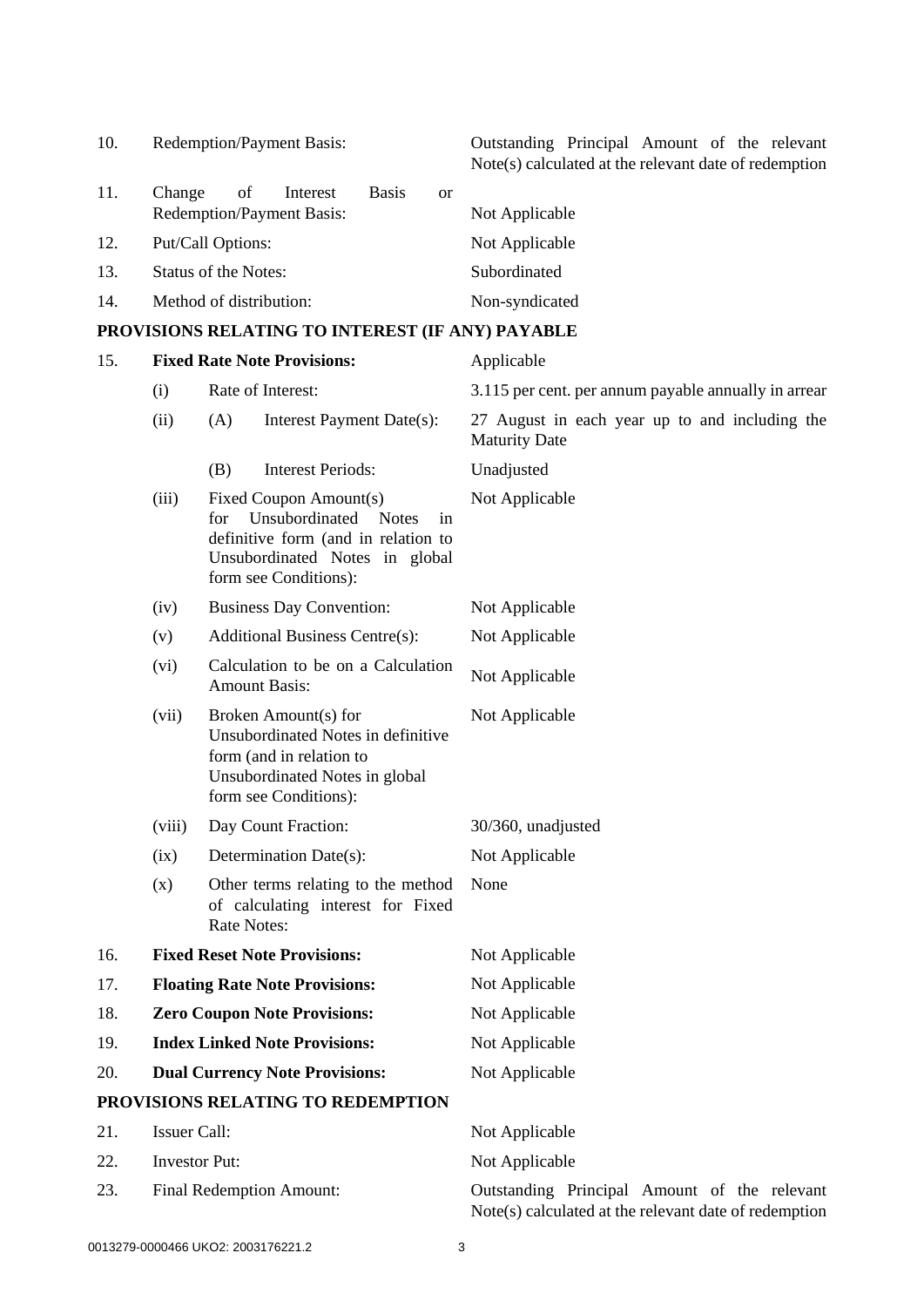| | | |
|---|---|---|
| 10. | Redemption/Payment Basis: | Outstanding Principal Amount of the relevant Note(s) calculated at the relevant date of redemption |
| 11. | Change of Interest Basis or Redemption/Payment Basis: | Not Applicable |
| 12. | Put/Call Options: | Not Applicable |
| 13. | Status of the Notes: | Subordinated |
| 14. | Method of distribution: | Non-syndicated |

**PROVISIONS RELATING TO INTEREST (IF ANY) PAYABLE**

| | | |
|---|---|---|
| 15. | **Fixed Rate Note Provisions:** | Applicable |
| | (i) Rate of Interest: | 3.115 per cent. per annum payable annually in arrear |
| | (ii) (A) Interest Payment Date(s): | 27 August in each year up to and including the Maturity Date |
| | (B) Interest Periods: | Unadjusted |
| | (iii) Fixed Coupon Amount(s) for Unsubordinated Notes in definitive form (and in relation to Unsubordinated Notes in global form see Conditions): | Not Applicable |
| | (iv) Business Day Convention: | Not Applicable |
| | (v) Additional Business Centre(s): | Not Applicable |
| | (vi) Calculation to be on a Calculation Amount Basis: | Not Applicable |
| | (vii) Broken Amount(s) for Unsubordinated Notes in definitive form (and in relation to Unsubordinated Notes in global form see Conditions): | Not Applicable |
| | (viii) Day Count Fraction: | 30/360, unadjusted |
| | (ix) Determination Date(s): | Not Applicable |
| | (x) Other terms relating to the method of calculating interest for Fixed Rate Notes: | None |
| 16. | **Fixed Reset Note Provisions:** | Not Applicable |
| 17. | **Floating Rate Note Provisions:** | Not Applicable |
| 18. | **Zero Coupon Note Provisions:** | Not Applicable |
| 19. | **Index Linked Note Provisions:** | Not Applicable |
| 20. | **Dual Currency Note Provisions:** | Not Applicable |

**PROVISIONS RELATING TO REDEMPTION**

| | | |
|---|---|---|
| 21. | Issuer Call: | Not Applicable |
| 22. | Investor Put: | Not Applicable |
| 23. | Final Redemption Amount: | Outstanding Principal Amount of the relevant Note(s) calculated at the relevant date of redemption |

0013279-0000466 UKO2: 2003176221.2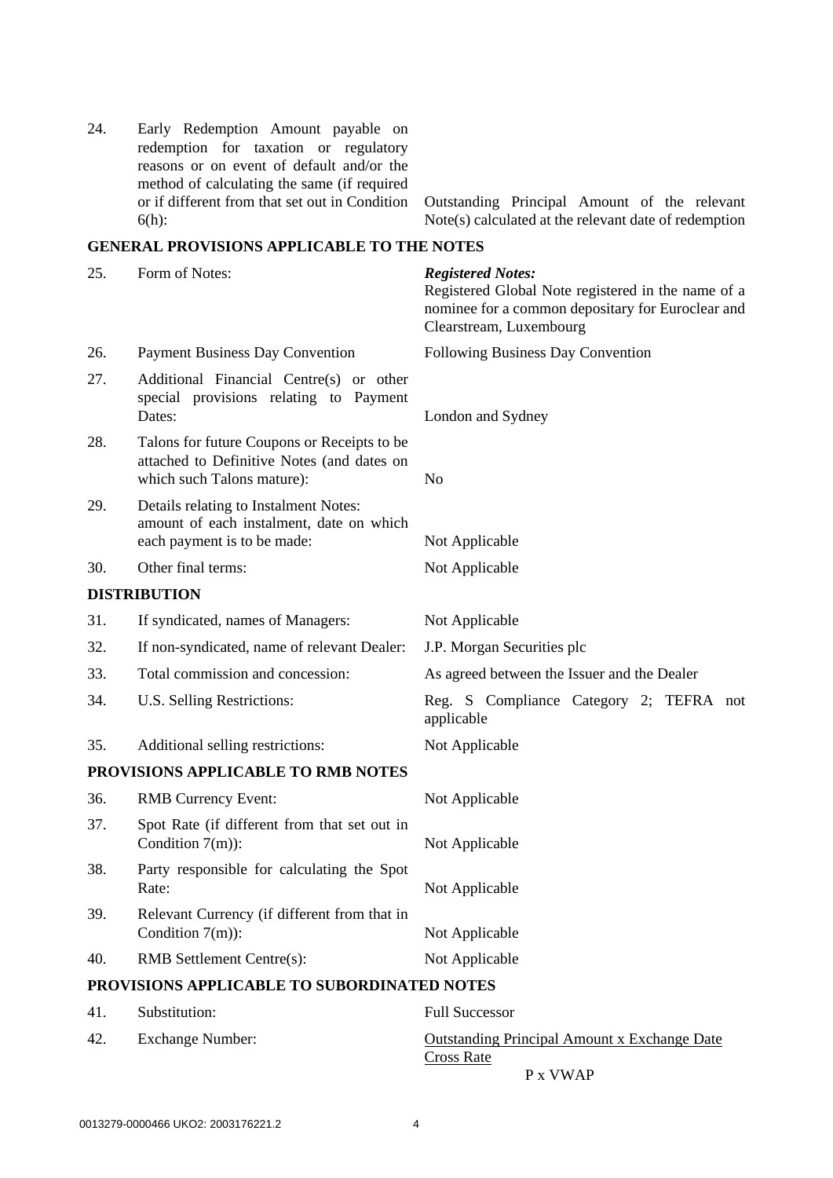| | | |
|---|---|---|
| 24. | Early Redemption Amount payable on redemption for taxation or regulatory reasons or on event of default and/or the method of calculating the same (if required or if different from that set out in Condition 6(h): | Outstanding Principal Amount of the relevant Note(s) calculated at the relevant date of redemption |

**GENERAL PROVISIONS APPLICABLE TO THE NOTES**

| | | |
|---|---|---|
| 25. | Form of Notes: | ***Registered Notes:*** Registered Global Note registered in the name of a nominee for a common depositary for Euroclear and Clearstream, Luxembourg |
| 26. | Payment Business Day Convention | Following Business Day Convention |
| 27. | Additional Financial Centre(s) or other special provisions relating to Payment Dates: | London and Sydney |
| 28. | Talons for future Coupons or Receipts to be attached to Definitive Notes (and dates on which such Talons mature): | No |
| 29. | Details relating to Instalment Notes: amount of each instalment, date on which each payment is to be made: | Not Applicable |
| 30. | Other final terms: | Not Applicable |

**DISTRIBUTION**

| | | |
|---|---|---|
| 31. | If syndicated, names of Managers: | Not Applicable |
| 32. | If non-syndicated, name of relevant Dealer: | J.P. Morgan Securities plc |
| 33. | Total commission and concession: | As agreed between the Issuer and the Dealer |
| 34. | U.S. Selling Restrictions: | Reg. S Compliance Category 2; TEFRA not applicable |
| 35. | Additional selling restrictions: | Not Applicable |

**PROVISIONS APPLICABLE TO RMB NOTES**

| | | |
|---|---|---|
| 36. | RMB Currency Event: | Not Applicable |
| 37. | Spot Rate (if different from that set out in Condition 7(m)): | Not Applicable |
| 38. | Party responsible for calculating the Spot Rate: | Not Applicable |
| 39. | Relevant Currency (if different from that in Condition 7(m)): | Not Applicable |
| 40. | RMB Settlement Centre(s): | Not Applicable |

**PROVISIONS APPLICABLE TO SUBORDINATED NOTES**

| | | |
|---|---|---|
| 41. | Substitution: | Full Successor |
| 42. | Exchange Number: | $\frac{\text{Outstanding Principal Amount x Exchange Date Cross Rate}}{\text{P x VWAP}}$ |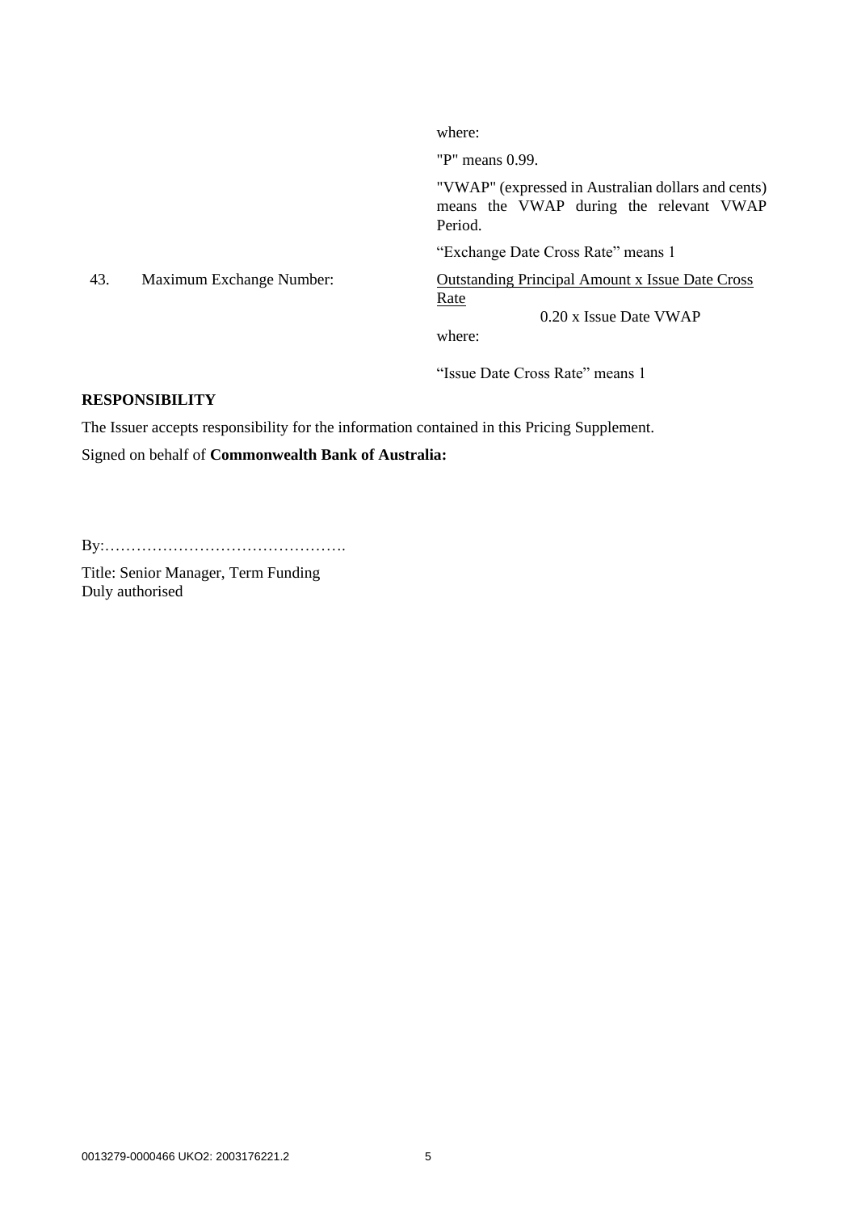| | | |
|---|---|---|
| | | where: |
| | | "P" means 0.99. |
| | | "VWAP" (expressed in Australian dollars and cents) means the VWAP during the relevant VWAP Period. |
| | | "Exchange Date Cross Rate" means 1 |
| 43. | Maximum Exchange Number: | $\frac{\text{Outstanding Principal Amount x Issue Date Cross Rate}}{\text{0.20 x Issue Date VWAP}}$ |
| | | where: |
| | | "Issue Date Cross Rate" means 1 |

**RESPONSIBILITY**

The Issuer accepts responsibility for the information contained in this Pricing Supplement.

Signed on behalf of **Commonwealth Bank of Australia:**

By:……………………………………….

Title: Senior Manager, Term Funding
Duly authorised

0013279-0000466 UKO2: 2003176221.2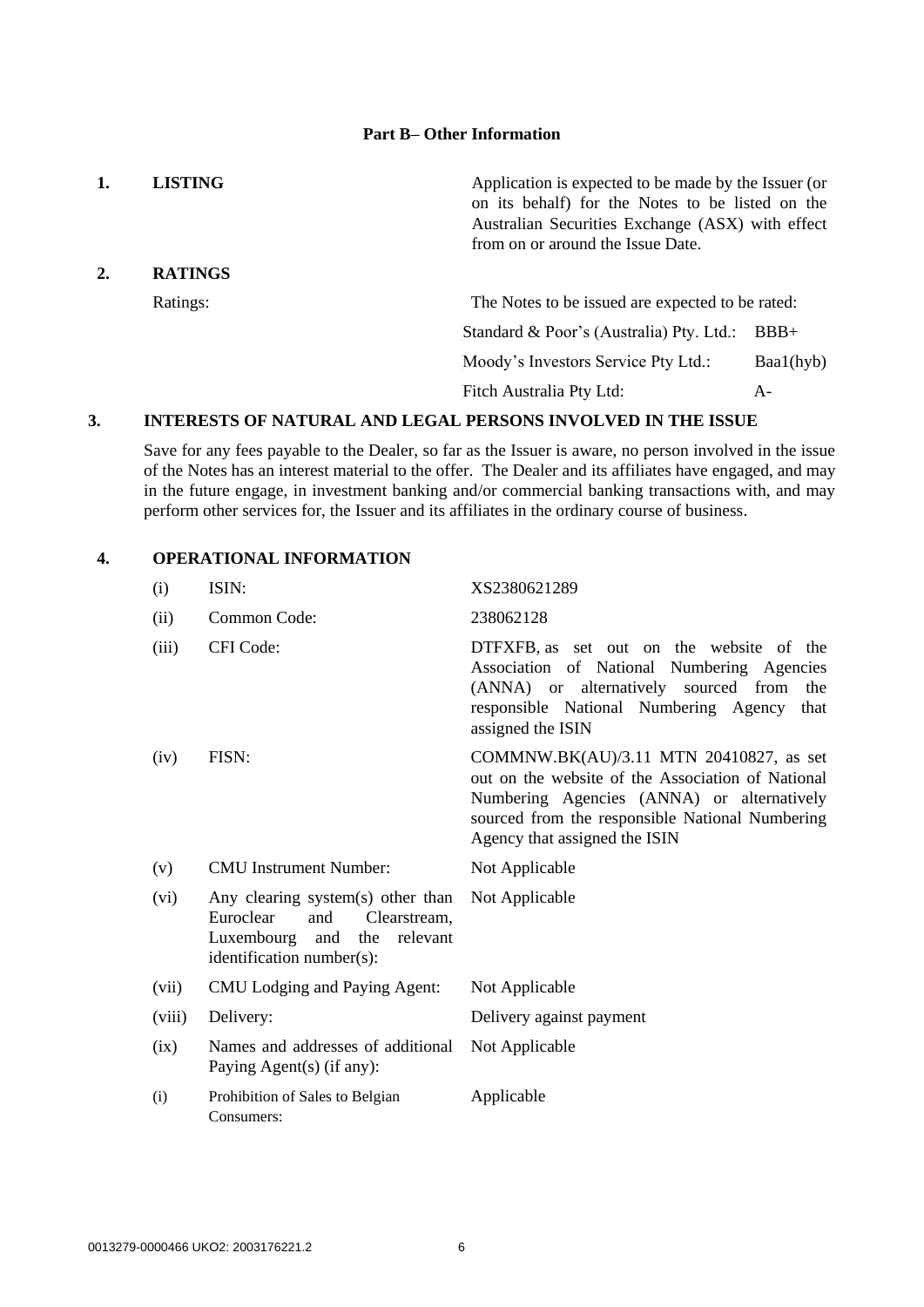## Part B– Other Information

**1. LISTING**

Application is expected to be made by the Issuer (or on its behalf) for the Notes to be listed on the Australian Securities Exchange (ASX) with effect from on or around the Issue Date.

**2. RATINGS**

Ratings: The Notes to be issued are expected to be rated:

| | |
|---|---|
| Standard & Poor's (Australia) Pty. Ltd.: | BBB+ |
| Moody's Investors Service Pty Ltd.: | Baa1(hyb) |
| Fitch Australia Pty Ltd: | A- |

**3. INTERESTS OF NATURAL AND LEGAL PERSONS INVOLVED IN THE ISSUE**

Save for any fees payable to the Dealer, so far as the Issuer is aware, no person involved in the issue of the Notes has an interest material to the offer. The Dealer and its affiliates have engaged, and may in the future engage, in investment banking and/or commercial banking transactions with, and may perform other services for, the Issuer and its affiliates in the ordinary course of business.

**4. OPERATIONAL INFORMATION**

| | | |
|---|---|---|
| (i) | ISIN: | XS2380621289 |
| (ii) | Common Code: | 238062128 |
| (iii) | CFI Code: | DTFXFB, as set out on the website of the Association of National Numbering Agencies (ANNA) or alternatively sourced from the responsible National Numbering Agency that assigned the ISIN |
| (iv) | FISN: | COMMNW.BK(AU)/3.11 MTN 20410827, as set out on the website of the Association of National Numbering Agencies (ANNA) or alternatively sourced from the responsible National Numbering Agency that assigned the ISIN |
| (v) | CMU Instrument Number: | Not Applicable |
| (vi) | Any clearing system(s) other than Euroclear and Clearstream, Luxembourg and the relevant identification number(s): | Not Applicable |
| (vii) | CMU Lodging and Paying Agent: | Not Applicable |
| (viii) | Delivery: | Delivery against payment |
| (ix) | Names and addresses of additional Paying Agent(s) (if any): | Not Applicable |
| (i) | Prohibition of Sales to Belgian Consumers: | Applicable |